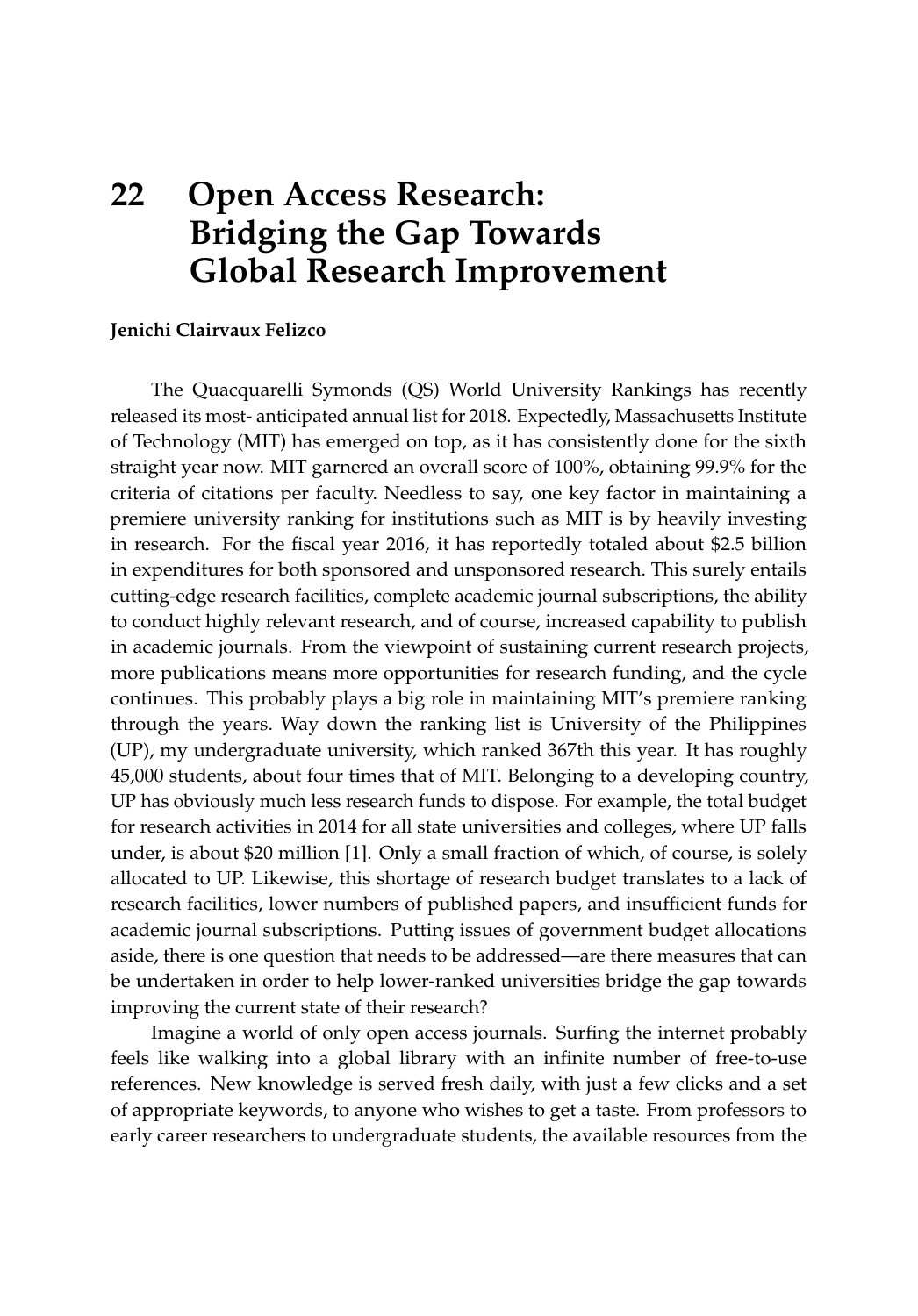# 22 Open Access Research: Bridging the Gap Towards Global Research Improvement

**Jenichi Clairvaux Felizco**

The Quacquarelli Symonds (QS) World University Rankings has recently released its most- anticipated annual list for 2018. Expectedly, Massachusetts Institute of Technology (MIT) has emerged on top, as it has consistently done for the sixth straight year now. MIT garnered an overall score of 100%, obtaining 99.9% for the criteria of citations per faculty. Needless to say, one key factor in maintaining a premiere university ranking for institutions such as MIT is by heavily investing in research. For the fiscal year 2016, it has reportedly totaled about $2.5 billion in expenditures for both sponsored and unsponsored research. This surely entails cutting-edge research facilities, complete academic journal subscriptions, the ability to conduct highly relevant research, and of course, increased capability to publish in academic journals. From the viewpoint of sustaining current research projects, more publications means more opportunities for research funding, and the cycle continues. This probably plays a big role in maintaining MIT's premiere ranking through the years. Way down the ranking list is University of the Philippines (UP), my undergraduate university, which ranked 367th this year. It has roughly 45,000 students, about four times that of MIT. Belonging to a developing country, UP has obviously much less research funds to dispose. For example, the total budget for research activities in 2014 for all state universities and colleges, where UP falls under, is about $20 million [1]. Only a small fraction of which, of course, is solely allocated to UP. Likewise, this shortage of research budget translates to a lack of research facilities, lower numbers of published papers, and insufficient funds for academic journal subscriptions. Putting issues of government budget allocations aside, there is one question that needs to be addressed—are there measures that can be undertaken in order to help lower-ranked universities bridge the gap towards improving the current state of their research?

Imagine a world of only open access journals. Surfing the internet probably feels like walking into a global library with an infinite number of free-to-use references. New knowledge is served fresh daily, with just a few clicks and a set of appropriate keywords, to anyone who wishes to get a taste. From professors to early career researchers to undergraduate students, the available resources from the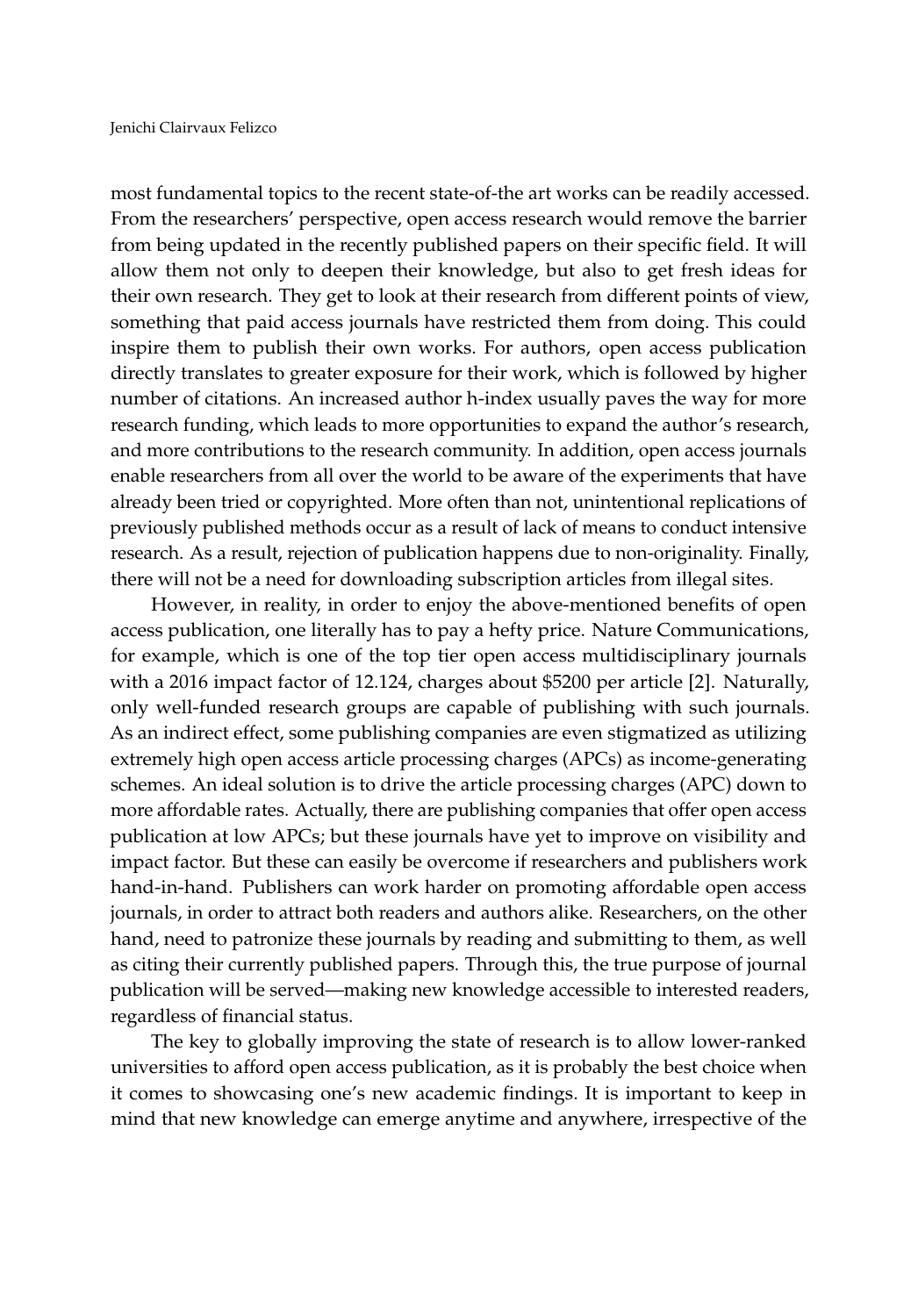most fundamental topics to the recent state-of-the art works can be readily accessed. From the researchers' perspective, open access research would remove the barrier from being updated in the recently published papers on their specific field. It will allow them not only to deepen their knowledge, but also to get fresh ideas for their own research. They get to look at their research from different points of view, something that paid access journals have restricted them from doing. This could inspire them to publish their own works. For authors, open access publication directly translates to greater exposure for their work, which is followed by higher number of citations. An increased author h-index usually paves the way for more research funding, which leads to more opportunities to expand the author's research, and more contributions to the research community. In addition, open access journals enable researchers from all over the world to be aware of the experiments that have already been tried or copyrighted. More often than not, unintentional replications of previously published methods occur as a result of lack of means to conduct intensive research. As a result, rejection of publication happens due to non-originality. Finally, there will not be a need for downloading subscription articles from illegal sites.

However, in reality, in order to enjoy the above-mentioned benefits of open access publication, one literally has to pay a hefty price. Nature Communications, for example, which is one of the top tier open access multidisciplinary journals with a 2016 impact factor of 12.124, charges about $5200 per article [2]. Naturally, only well-funded research groups are capable of publishing with such journals. As an indirect effect, some publishing companies are even stigmatized as utilizing extremely high open access article processing charges (APCs) as income-generating schemes. An ideal solution is to drive the article processing charges (APC) down to more affordable rates. Actually, there are publishing companies that offer open access publication at low APCs; but these journals have yet to improve on visibility and impact factor. But these can easily be overcome if researchers and publishers work hand-in-hand. Publishers can work harder on promoting affordable open access journals, in order to attract both readers and authors alike. Researchers, on the other hand, need to patronize these journals by reading and submitting to them, as well as citing their currently published papers. Through this, the true purpose of journal publication will be served—making new knowledge accessible to interested readers, regardless of financial status.

The key to globally improving the state of research is to allow lower-ranked universities to afford open access publication, as it is probably the best choice when it comes to showcasing one's new academic findings. It is important to keep in mind that new knowledge can emerge anytime and anywhere, irrespective of the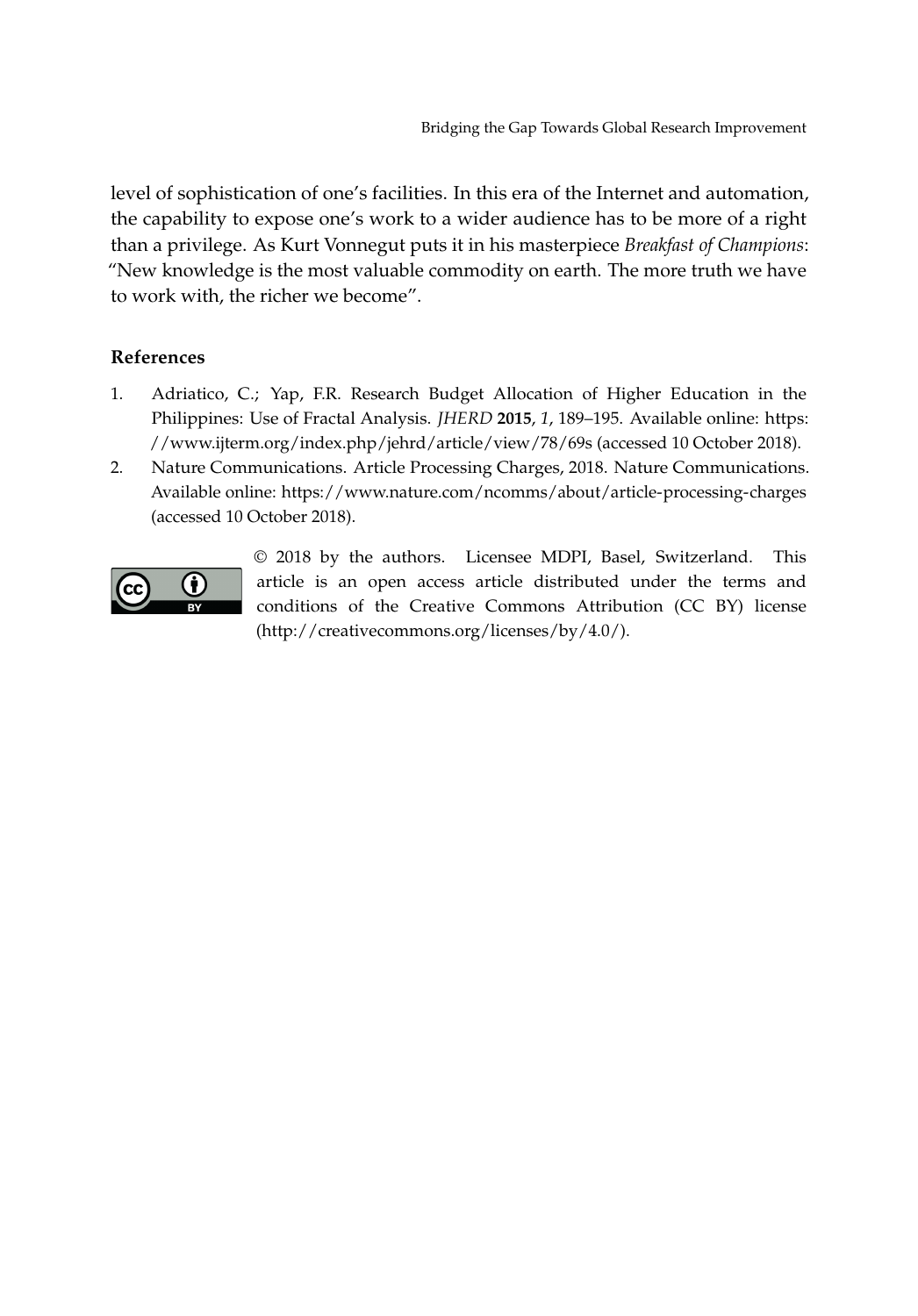level of sophistication of one's facilities. In this era of the Internet and automation, the capability to expose one's work to a wider audience has to be more of a right than a privilege. As Kurt Vonnegut puts it in his masterpiece *Breakfast of Champions*: "New knowledge is the most valuable commodity on earth. The more truth we have to work with, the richer we become".

## References

1. Adriatico, C.; Yap, F.R. Research Budget Allocation of Higher Education in the Philippines: Use of Fractal Analysis. *JHERD* **2015**, *1*, 189–195. Available online: https://www.ijterm.org/index.php/jehrd/article/view/78/69s (accessed 10 October 2018).
2. Nature Communications. Article Processing Charges, 2018. Nature Communications. Available online: https://www.nature.com/ncomms/about/article-processing-charges (accessed 10 October 2018).

© 2018 by the authors. Licensee MDPI, Basel, Switzerland. This article is an open access article distributed under the terms and conditions of the Creative Commons Attribution (CC BY) license (http://creativecommons.org/licenses/by/4.0/).